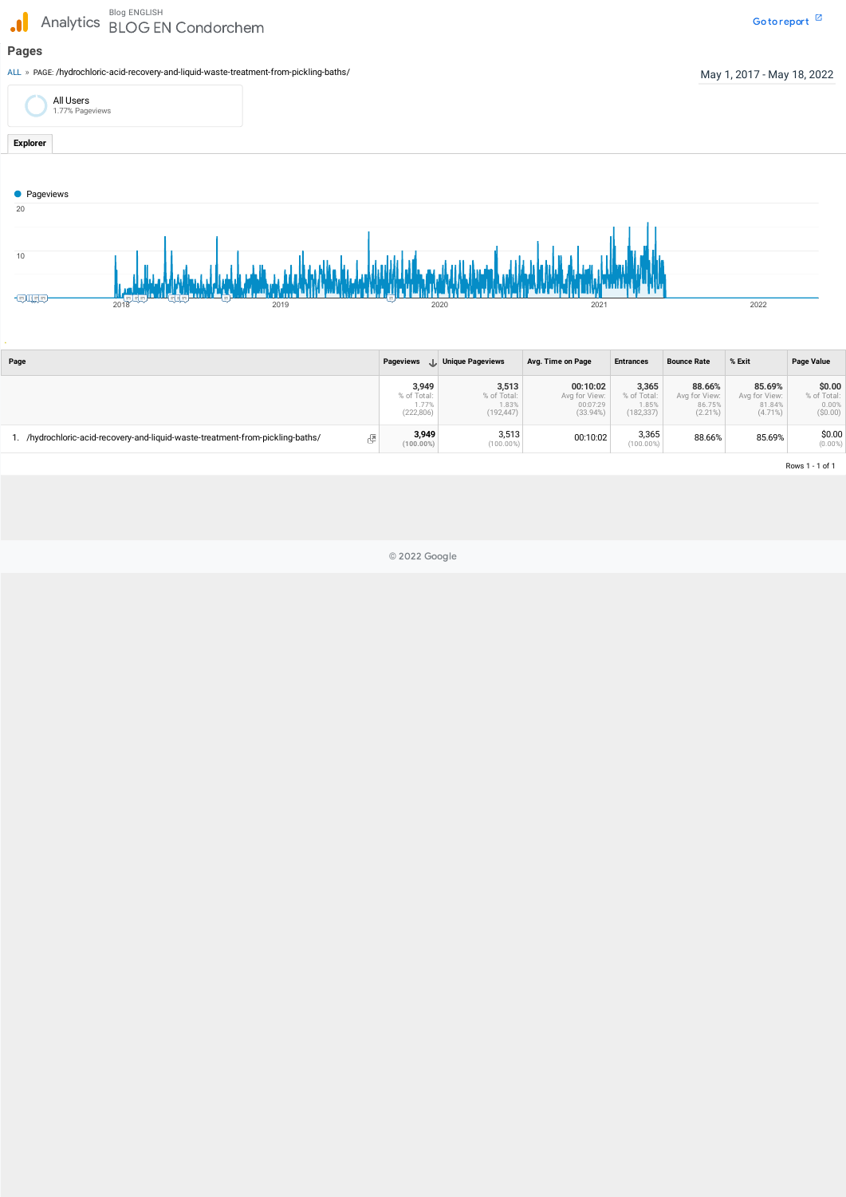Analytics | Blog ENGLISH
BLOG EN Condorchem

Go to report

## Pages

ALL » PAGE: /hydrochloric-acid-recovery-and-liquid-waste-treatment-from-pickling-baths/

May 1, 2017 - May 18, 2022

All Users
1.77% Pageviews

Explorer

Pageviews

20

10

2018 2019 2020 2021 2022

| Page | Pageviews | Unique Pageviews | Avg. Time on Page | Entrances | Bounce Rate | % Exit | Page Value |
|---|---|---|---|---|---|---|---|
| | 3,949 % of Total: 1.77% (222,806) | 3,513 % of Total: 1.83% (192,447) | 00:10:02 Avg for View: 00:07:29 (33.94%) | 3,365 % of Total: 1.85% (182,337) | 88.66% Avg for View: 86.75% (2.21%) | 85.69% Avg for View: 81.84% (4.71%) | $0.00 % of Total: 0.00% ($0.00) |
| 1. /hydrochloric-acid-recovery-and-liquid-waste-treatment-from-pickling-baths/ | 3,949 (100.00%) | 3,513 (100.00%) | 00:10:02 | 3,365 (100.00%) | 88.66% | 85.69% | $0.00 (0.00%) |

Rows 1 - 1 of 1

© 2022 Google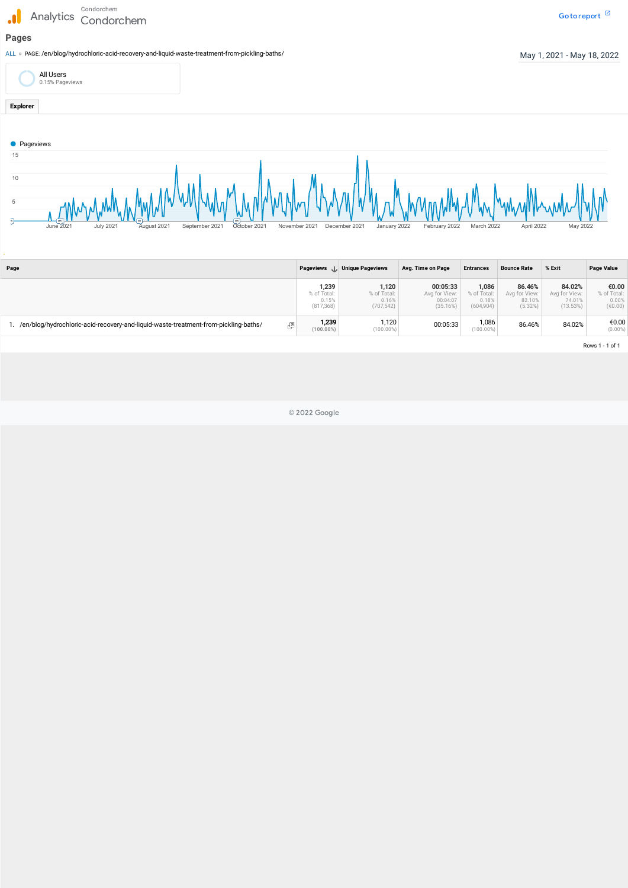Analytics Condorchem Condorchem

Go to report

## Pages

ALL » PAGE: /en/blog/hydrochloric-acid-recovery-and-liquid-waste-treatment-from-pickling-baths/

May 1, 2021 - May 18, 2022

All Users
0.15% Pageviews

**Explorer**

Pageviews

15
10
5

June 2021 July 2021 August 2021 September 2021 October 2021 November 2021 December 2021 January 2022 February 2022 March 2022 April 2022 May 2022

| Page | Pageviews | Unique Pageviews | Avg. Time on Page | Entrances | Bounce Rate | % Exit | Page Value |
|---|---|---|---|---|---|---|---|
| | 1,239 % of Total: 0.15% (817,368) | 1,120 % of Total: 0.16% (707,542) | 00:05:33 Avg for View: 00:04:07 (35.16%) | 1,086 % of Total: 0.18% (604,904) | 86.46% Avg for View: 82.10% (5.32%) | 84.02% Avg for View: 74.01% (13.53%) | €0.00 % of Total: 0.00% (€0.00) |
| 1. /en/blog/hydrochloric-acid-recovery-and-liquid-waste-treatment-from-pickling-baths/ | 1,239 (100.00%) | 1,120 (100.00%) | 00:05:33 | 1,086 (100.00%) | 86.46% | 84.02% | €0.00 (0.00%) |

Rows 1 - 1 of 1

© 2022 Google